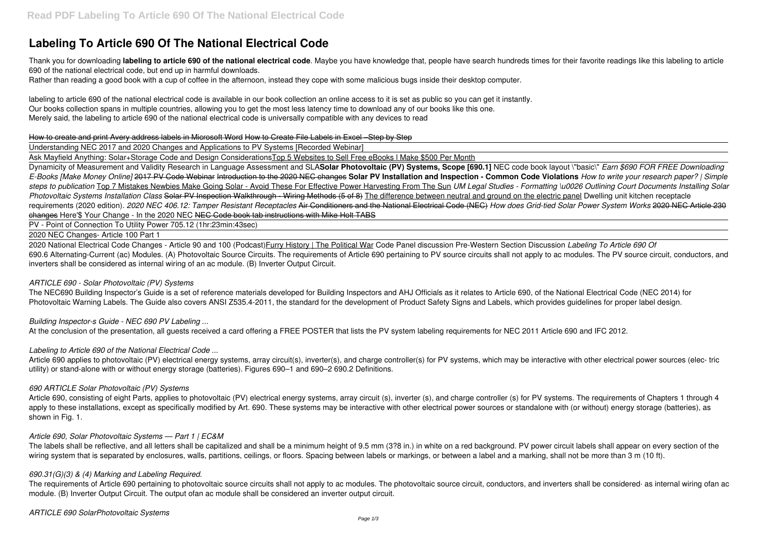# Labeling To Article 690 Of The National Electrical Code

Thank you for downloading **labeling to article 690 of the national electrical code**. Maybe you have knowledge that, people have search hundreds times for their favorite readings like this labeling to article 690 of the national electrical code, but end up in harmful downloads.

Rather than reading a good book with a cup of coffee in the afternoon, instead they cope with some malicious bugs inside their desktop computer.

labeling to article 690 of the national electrical code is available in our book collection an online access to it is set as public so you can get it instantly.

Our books collection spans in multiple countries, allowing you to get the most less latency time to download any of our books like this one.

Merely said, the labeling to article 690 of the national electrical code is universally compatible with any devices to read

~~How to create and print Avery address labels in Microsoft Word~~ ~~How to Create File Labels in Excel –Step by Step~~

Understanding NEC 2017 and 2020 Changes and Applications to PV Systems [Recorded Webinar]

Ask Mayfield Anything: Solar+Storage Code and Design Considerations Top 5 Websites to Sell Free eBooks l Make $500 Per Month

Dynamicity of Measurement and Validity Research in Language Assessment and SLA **Solar Photovoltaic (PV) Systems, Scope [690.1]** NEC code book layout \"basic\" *Earn $690 FOR FREE Downloading E-Books [Make Money Online]* ~~2017 PV Code Webinar~~ ~~Introduction to the 2020 NEC changes~~ **Solar PV Installation and Inspection - Common Code Violations** *How to write your research paper? | Simple steps to publication* Top 7 Mistakes Newbies Make Going Solar - Avoid These For Effective Power Harvesting From The Sun *UM Legal Studies - Formatting \u0026 Outlining Court Documents Installing Solar Photovoltaic Systems Installation Class* ~~Solar PV Inspection Walkthrough - Wiring Methods (5 of 8)~~ The difference between neutral and ground on the electric panel Dwelling unit kitchen receptacle requirements (2020 edition). *2020 NEC 406.12: Tamper Resistant Receptacles* Air Conditioners and the National Electrical Code (NEC) *How does Grid-tied Solar Power System Works* ~~2020 NEC Article 230 changes~~ Here'$ Your Change - In the 2020 NEC ~~NEC Code book tab instructions with Mike Holt TABS~~

PV - Point of Connection To Utility Power 705.12 (1hr:23min:43sec)

2020 NEC Changes- Article 100 Part 1

2020 National Electrical Code Changes - Article 90 and 100 (Podcast) Furry History | The Political War Code Panel discussion Pre-Western Section Discussion *Labeling To Article 690 Of*

690.6 Alternating-Current (ac) Modules. (A) Photovoltaic Source Circuits. The requirements of Article 690 pertaining to PV source circuits shall not apply to ac modules. The PV source circuit, conductors, and inverters shall be considered as internal wiring of an ac module. (B) Inverter Output Circuit.

### *ARTICLE 690 - Solar Photovoltaic (PV) Systems*

The NEC690 Building Inspector's Guide is a set of reference materials developed for Building Inspectors and AHJ Officials as it relates to Article 690, of the National Electrical Code (NEC 2014) for Photovoltaic Warning Labels. The Guide also covers ANSI Z535.4-2011, the standard for the development of Product Safety Signs and Labels, which provides guidelines for proper label design.

### *Building Inspector-s Guide - NEC 690 PV Labeling ...*

At the conclusion of the presentation, all guests received a card offering a FREE POSTER that lists the PV system labeling requirements for NEC 2011 Article 690 and IFC 2012.

### *Labeling to Article 690 of the National Electrical Code ...*

Article 690 applies to photovoltaic (PV) electrical energy systems, array circuit(s), inverter(s), and charge controller(s) for PV systems, which may be interactive with other electrical power sources (elec- tric utility) or stand-alone with or without energy storage (batteries). Figures 690–1 and 690–2 690.2 Definitions.

### *690 ARTICLE Solar Photovoltaic (PV) Systems*

Article 690, consisting of eight Parts, applies to photovoltaic (PV) electrical energy systems, array circuit (s), inverter (s), and charge controller (s) for PV systems. The requirements of Chapters 1 through 4 apply to these installations, except as specifically modified by Art. 690. These systems may be interactive with other electrical power sources or standalone with (or without) energy storage (batteries), as shown in Fig. 1.

### *Article 690, Solar Photovoltaic Systems — Part 1 | EC&M*

The labels shall be reflective, and all letters shall be capitalized and shall be a minimum height of 9.5 mm (3?8 in.) in white on a red background. PV power circuit labels shall appear on every section of the wiring system that is separated by enclosures, walls, partitions, ceilings, or floors. Spacing between labels or markings, or between a label and a marking, shall not be more than 3 m (10 ft).

### *690.31(G)(3) & (4) Marking and Labeling Required.*

The requirements of Article 690 pertaining to photovoltaic source circuits shall not apply to ac modules. The photovoltaic source circuit, conductors, and inverters shall be considered· as internal wiring ofan ac module. (B) Inverter Output Circuit. The output ofan ac module shall be considered an inverter output circuit.

### *ARTICLE 690 SolarPhotovoltaic Systems*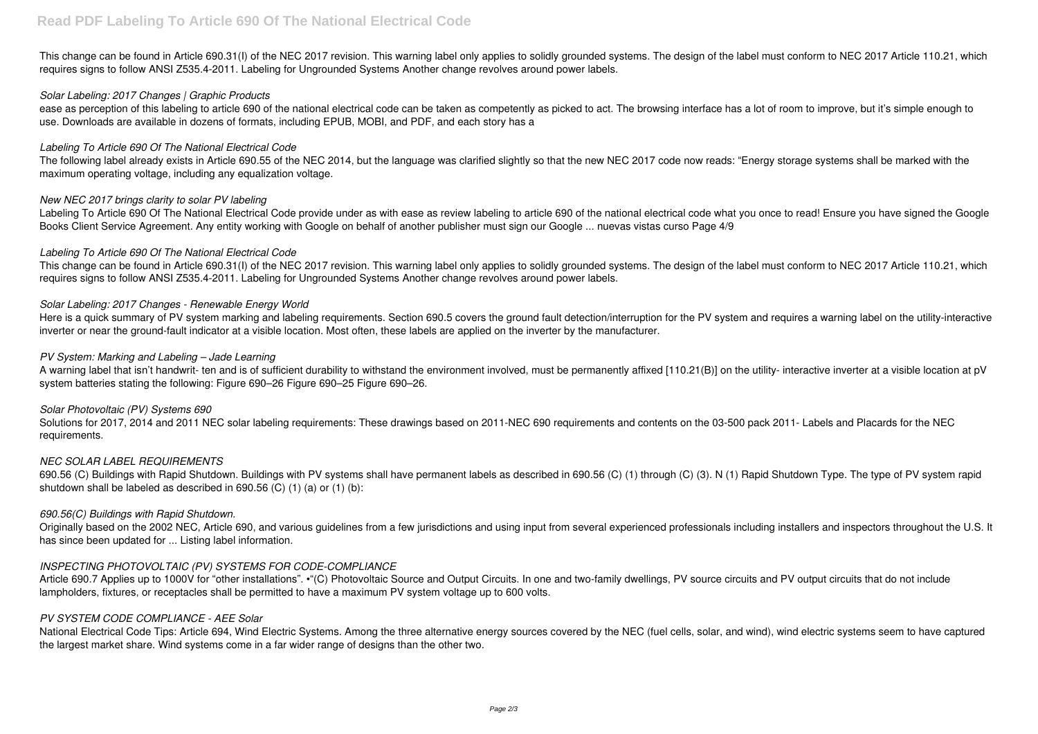This change can be found in Article 690.31(I) of the NEC 2017 revision. This warning label only applies to solidly grounded systems. The design of the label must conform to NEC 2017 Article 110.21, which requires signs to follow ANSI Z535.4-2011. Labeling for Ungrounded Systems Another change revolves around power labels.

*Solar Labeling: 2017 Changes | Graphic Products*

ease as perception of this labeling to article 690 of the national electrical code can be taken as competently as picked to act. The browsing interface has a lot of room to improve, but it's simple enough to use. Downloads are available in dozens of formats, including EPUB, MOBI, and PDF, and each story has a

*Labeling To Article 690 Of The National Electrical Code*

The following label already exists in Article 690.55 of the NEC 2014, but the language was clarified slightly so that the new NEC 2017 code now reads: "Energy storage systems shall be marked with the maximum operating voltage, including any equalization voltage.

*New NEC 2017 brings clarity to solar PV labeling*

Labeling To Article 690 Of The National Electrical Code provide under as with ease as review labeling to article 690 of the national electrical code what you once to read! Ensure you have signed the Google Books Client Service Agreement. Any entity working with Google on behalf of another publisher must sign our Google ... nuevas vistas curso Page 4/9

*Labeling To Article 690 Of The National Electrical Code*

This change can be found in Article 690.31(I) of the NEC 2017 revision. This warning label only applies to solidly grounded systems. The design of the label must conform to NEC 2017 Article 110.21, which requires signs to follow ANSI Z535.4-2011. Labeling for Ungrounded Systems Another change revolves around power labels.

*Solar Labeling: 2017 Changes - Renewable Energy World*

Here is a quick summary of PV system marking and labeling requirements. Section 690.5 covers the ground fault detection/interruption for the PV system and requires a warning label on the utility-interactive inverter or near the ground-fault indicator at a visible location. Most often, these labels are applied on the inverter by the manufacturer.

*PV System: Marking and Labeling – Jade Learning*

A warning label that isn't handwrit- ten and is of sufficient durability to withstand the environment involved, must be permanently affixed [110.21(B)] on the utility- interactive inverter at a visible location at pV system batteries stating the following: Figure 690–26 Figure 690–25 Figure 690–26.

*Solar Photovoltaic (PV) Systems 690*

Solutions for 2017, 2014 and 2011 NEC solar labeling requirements: These drawings based on 2011-NEC 690 requirements and contents on the 03-500 pack 2011- Labels and Placards for the NEC requirements.

*NEC SOLAR LABEL REQUIREMENTS*

690.56 (C) Buildings with Rapid Shutdown. Buildings with PV systems shall have permanent labels as described in 690.56 (C) (1) through (C) (3). N (1) Rapid Shutdown Type. The type of PV system rapid shutdown shall be labeled as described in 690.56 (C) (1) (a) or (1) (b):

*690.56(C) Buildings with Rapid Shutdown.*

Originally based on the 2002 NEC, Article 690, and various guidelines from a few jurisdictions and using input from several experienced professionals including installers and inspectors throughout the U.S. It has since been updated for ... Listing label information.

*INSPECTING PHOTOVOLTAIC (PV) SYSTEMS FOR CODE-COMPLIANCE*

Article 690.7 Applies up to 1000V for "other installations". •"(C) Photovoltaic Source and Output Circuits. In one and two-family dwellings, PV source circuits and PV output circuits that do not include lampholders, fixtures, or receptacles shall be permitted to have a maximum PV system voltage up to 600 volts.

*PV SYSTEM CODE COMPLIANCE - AEE Solar*

National Electrical Code Tips: Article 694, Wind Electric Systems. Among the three alternative energy sources covered by the NEC (fuel cells, solar, and wind), wind electric systems seem to have captured the largest market share. Wind systems come in a far wider range of designs than the other two.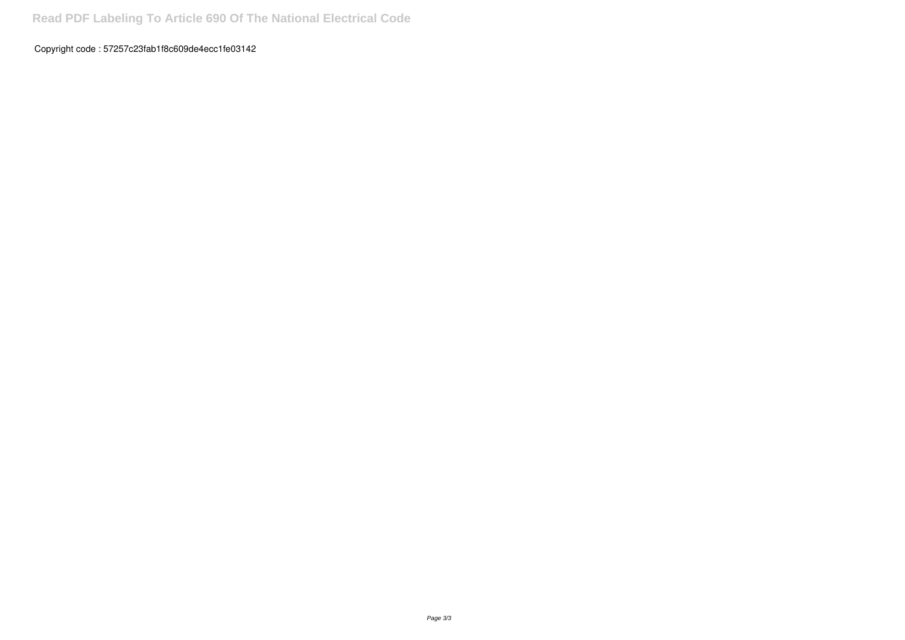Copyright code : 57257c23fab1f8c609de4ecc1fe03142